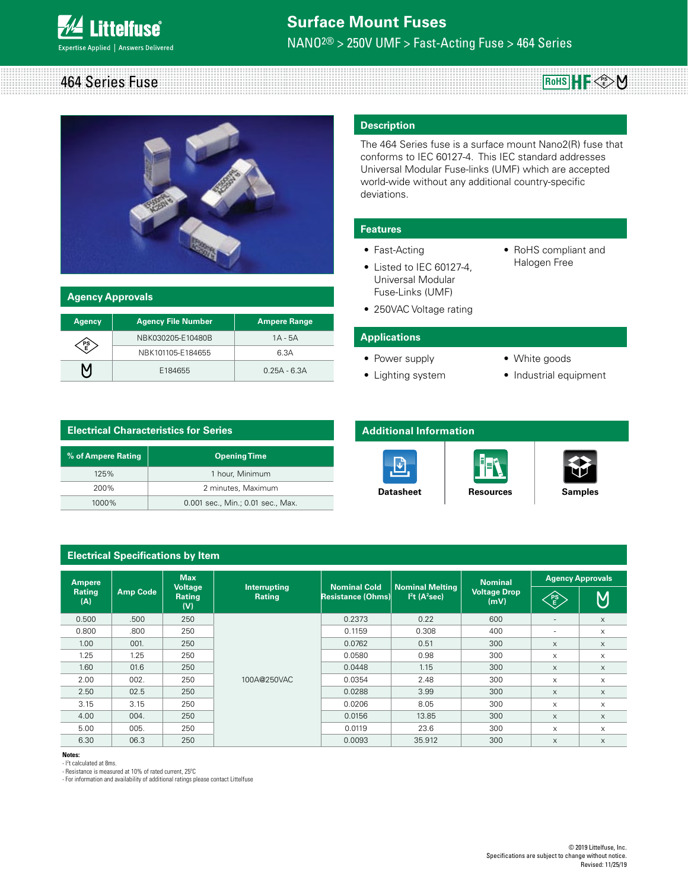# Surface Mount Fuses

NANO2® > 250V UMF > Fast-Acting Fuse > 464 Series

## 464 Series Fuse

## Description

The 464 Series fuse is a surface mount Nano2(R) fuse that conforms to IEC 60127-4. This IEC standard addresses Universal Modular Fuse-links (UMF) which are accepted world-wide without any additional country-specific deviations.

## Features

- Fast-Acting
- Listed to IEC 60127-4, Universal Modular Fuse-Links (UMF)
- 250VAC Voltage rating
- RoHS compliant and Halogen Free

## Applications

- Power supply
- Lighting system
- White goods
- Industrial equipment

## Agency Approvals

| Agency | Agency File Number | Ampere Range |
|---|---|---|
| PSE | NBK030205-E10480B | 1A - 5A |
| | NBK101105-E184655 | 6.3A |
| UL | E184655 | 0.25A - 6.3A |

## Electrical Characteristics for Series

| % of Ampere Rating | Opening Time |
|---|---|
| 125% | 1 hour, Minimum |
| 200% | 2 minutes, Maximum |
| 1000% | 0.001 sec., Min.; 0.01 sec., Max. |

## Additional Information

Datasheet | Resources | Samples

## Electrical Specifications by Item

| Ampere Rating (A) | Amp Code | Max Voltage Rating (V) | Interrupting Rating | Nominal Cold Resistance (Ohms) | Nominal Melting I²t (A²sec) | Nominal Voltage Drop (mV) | Agency Approvals | |
|---|---|---|---|---|---|---|---|---|
| | | | | | | | PSE | UL |
| 0.500 | .500 | 250 | 100A@250VAC | 0.2373 | 0.22 | 600 | - | x |
| 0.800 | .800 | 250 | 100A@250VAC | 0.1159 | 0.308 | 400 | - | x |
| 1.00 | 001. | 250 | 100A@250VAC | 0.0762 | 0.51 | 300 | x | x |
| 1.25 | 1.25 | 250 | 100A@250VAC | 0.0580 | 0.98 | 300 | x | x |
| 1.60 | 01.6 | 250 | 100A@250VAC | 0.0448 | 1.15 | 300 | x | x |
| 2.00 | 002. | 250 | 100A@250VAC | 0.0354 | 2.48 | 300 | x | x |
| 2.50 | 02.5 | 250 | 100A@250VAC | 0.0288 | 3.99 | 300 | x | x |
| 3.15 | 3.15 | 250 | 100A@250VAC | 0.0206 | 8.05 | 300 | x | x |
| 4.00 | 004. | 250 | 100A@250VAC | 0.0156 | 13.85 | 300 | x | x |
| 5.00 | 005. | 250 | 100A@250VAC | 0.0119 | 23.6 | 300 | x | x |
| 6.30 | 06.3 | 250 | 100A@250VAC | 0.0093 | 35.912 | 300 | x | x |

**Notes:**
- I²t calculated at 8ms.
- Resistance is measured at 10% of rated current, 25ºC
- For information and availability of additional ratings please contact Littelfuse

© 2019 Littelfuse, Inc.
Specifications are subject to change without notice.
Revised: 11/25/19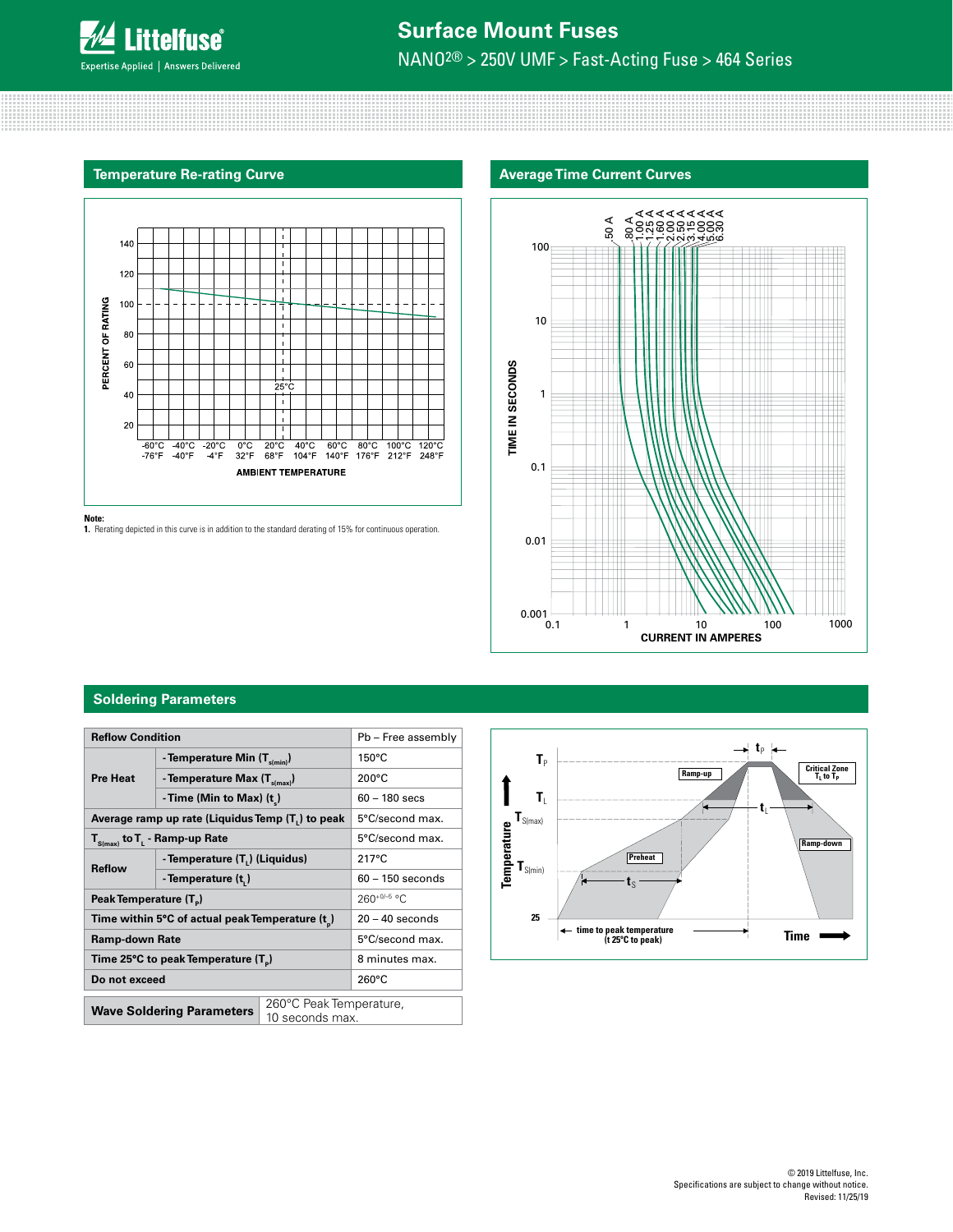## Temperature Re-rating Curve

**Note:**
1. Rerating depicted in this curve is in addition to the standard derating of 15% for continuous operation.

## Average Time Current Curves

## Soldering Parameters

| Reflow Condition | | Pb – Free assembly |
|---|---|---|
| Pre Heat | - Temperature Min ($T_{s(min)}$) | 150°C |
| | - Temperature Max ($T_{s(max)}$) | 200°C |
| | - Time (Min to Max) ($t_s$) | 60 – 180 secs |
| Average ramp up rate (Liquidus Temp ($T_L$) to peak | | 5°C/second max. |
| $T_{S(max)}$ to $T_L$ - Ramp-up Rate | | 5°C/second max. |
| Reflow | - Temperature ($T_L$) (Liquidus) | 217°C |
| | - Temperature ($t_L$) | 60 – 150 seconds |
| Peak Temperature ($T_P$) | | $260^{+0/-5}$ °C |
| Time within 5°C of actual peak Temperature ($t_p$) | | 20 – 40 seconds |
| Ramp-down Rate | | 5°C/second max. |
| Time 25°C to peak Temperature ($T_P$) | | 8 minutes max. |
| Do not exceed | | 260°C |

| Wave Soldering Parameters | 260°C Peak Temperature, 10 seconds max. |
|---|---|

© 2019 Littelfuse, Inc.
Specifications are subject to change without notice.
Revised: 11/25/19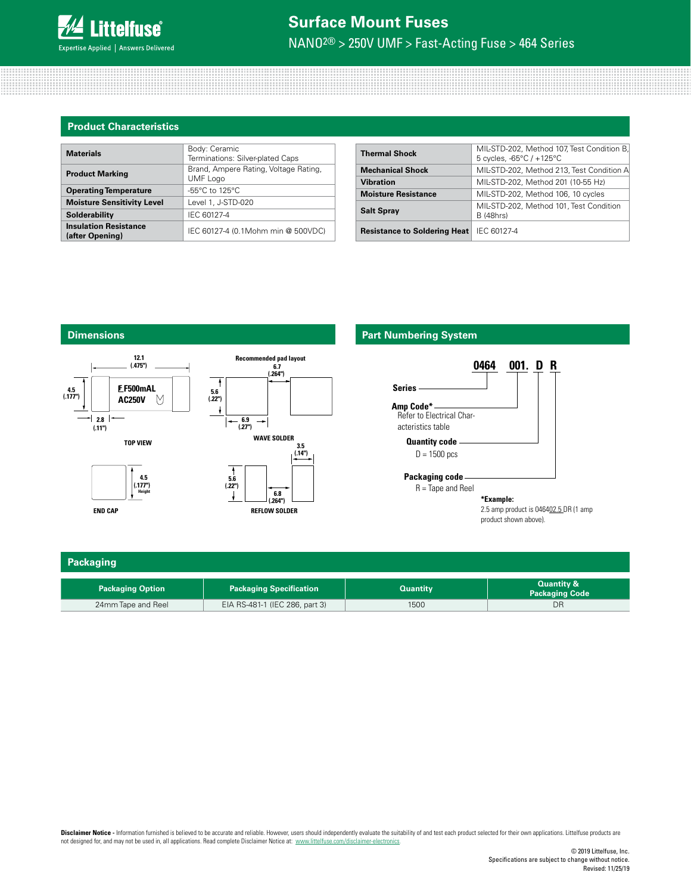## Product Characteristics

| | |
|---|---|
| **Materials** | Body: Ceramic<br>Terminations: Silver-plated Caps |
| **Product Marking** | Brand, Ampere Rating, Voltage Rating, UMF Logo |
| **Operating Temperature** | -55°C to 125°C |
| **Moisture Sensitivity Level** | Level 1, J-STD-020 |
| **Solderability** | IEC 60127-4 |
| **Insulation Resistance (after Opening)** | IEC 60127-4 (0.1Mohm min @ 500VDC) |

| | |
|---|---|
| **Thermal Shock** | MIL-STD-202, Method 107, Test Condition B, 5 cycles, -65°C / +125°C |
| **Mechanical Shock** | MIL-STD-202, Method 213, Test Condition A |
| **Vibration** | MIL-STD-202, Method 201 (10-55 Hz) |
| **Moisture Resistance** | MIL-STD-202, Method 106, 10 cycles |
| **Salt Spray** | MIL-STD-202, Method 101, Test Condition B (48hrs) |
| **Resistance to Soldering Heat** | IEC 60127-4 |

## Dimensions

12.1 (.475")
4.5 (.177")
F500mAL
AC250V
2.8 (.11")
TOP VIEW

4.5 (.177") Height
END CAP

Recommended pad layout
6.7 (.264")
5.6 (.22")
6.9 (.27")
WAVE SOLDER

3.5 (.14")
5.6 (.22")
6.8 (.264")
REFLOW SOLDER

## Part Numbering System

**0464 001. D R**

**Series**

**Amp Code***
Refer to Electrical Characteristics table

**Quantity code**
D = 1500 pcs

**Packaging code**
R = Tape and Reel

***Example:**
2.5 amp product is 046402.5 DR (1 amp product shown above).

## Packaging

| Packaging Option | Packaging Specification | Quantity | Quantity & Packaging Code |
|---|---|---|---|
| 24mm Tape and Reel | EIA RS-481-1 (IEC 286, part 3) | 1500 | DR |

**Disclaimer Notice -** Information furnished is believed to be accurate and reliable. However, users should independently evaluate the suitability of and test each product selected for their own applications. Littelfuse products are not designed for, and may not be used in, all applications. Read complete Disclaimer Notice at: www.littelfuse.com/disclaimer-electronics.

© 2019 Littelfuse, Inc.
Specifications are subject to change without notice.
Revised: 11/25/19